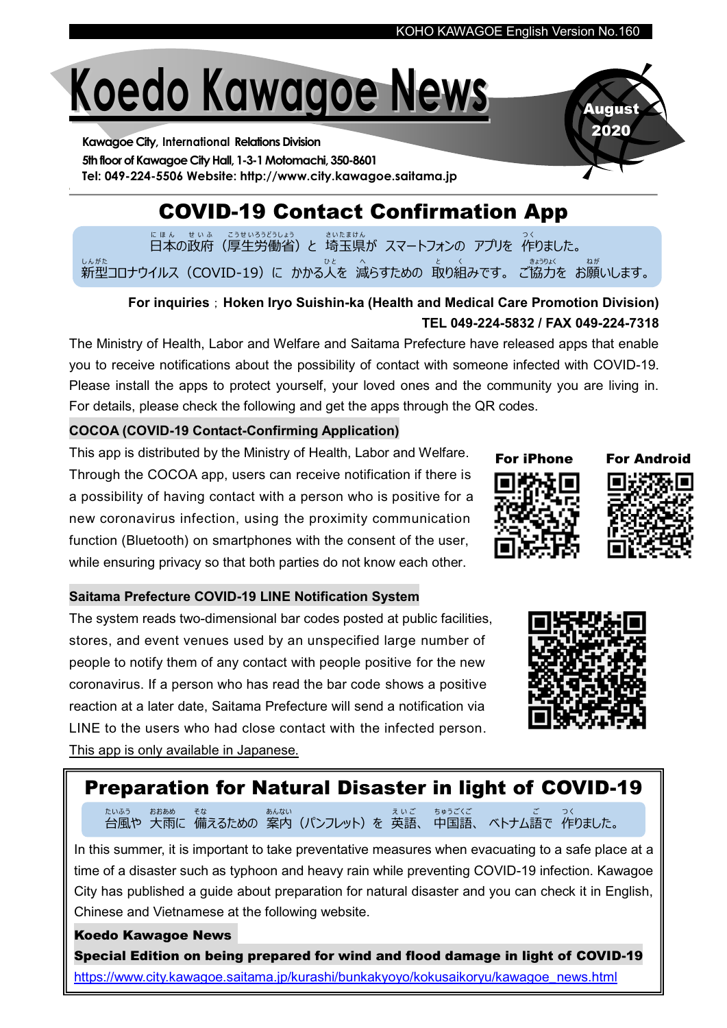KOHO KAWAGOE English Version No.160

# Koedo Kawagoe News

**August 2020**

**Kawagoe City, International Relations Division**
**5th floor of Kawagoe City Hall, 1-3-1 Motomachi, 350-8601**
**Tel: 049-224-5506 Website: http://www.city.kawagoe.saitama.jp**

## COVID-19 Contact Confirmation App

日本の政府（厚生労働省）と 埼玉県が スマートフォンの アプリを 作りました。
新型コロナウイルス（COVID-19）に かかる人を 減らすための 取り組みです。 ご協力を お願いします。

**For inquiries；Hoken Iryo Suishin-ka (Health and Medical Care Promotion Division)**
**TEL 049-224-5832 / FAX 049-224-7318**

The Ministry of Health, Labor and Welfare and Saitama Prefecture have released apps that enable you to receive notifications about the possibility of contact with someone infected with COVID-19. Please install the apps to protect yourself, your loved ones and the community you are living in. For details, please check the following and get the apps through the QR codes.

### COCOA (COVID-19 Contact-Confirming Application)

This app is distributed by the Ministry of Health, Labor and Welfare. Through the COCOA app, users can receive notification if there is a possibility of having contact with a person who is positive for a new coronavirus infection, using the proximity communication function (Bluetooth) on smartphones with the consent of the user, while ensuring privacy so that both parties do not know each other.

**For iPhone** **For Android**

### Saitama Prefecture COVID-19 LINE Notification System

The system reads two-dimensional bar codes posted at public facilities, stores, and event venues used by an unspecified large number of people to notify them of any contact with people positive for the new coronavirus. If a person who has read the bar code shows a positive reaction at a later date, Saitama Prefecture will send a notification via LINE to the users who had close contact with the infected person. This app is only available in Japanese.

## Preparation for Natural Disaster in light of COVID-19

台風や 大雨に 備えるための 案内（パンフレット）を 英語、 中国語、 ベトナム語で 作りました。

In this summer, it is important to take preventative measures when evacuating to a safe place at a time of a disaster such as typhoon and heavy rain while preventing COVID-19 infection. Kawagoe City has published a guide about preparation for natural disaster and you can check it in English, Chinese and Vietnamese at the following website.

**Koedo Kawagoe News**
**Special Edition on being prepared for wind and flood damage in light of COVID-19**
https://www.city.kawagoe.saitama.jp/kurashi/bunkakyoyo/kokusaikoryu/kawagoe_news.html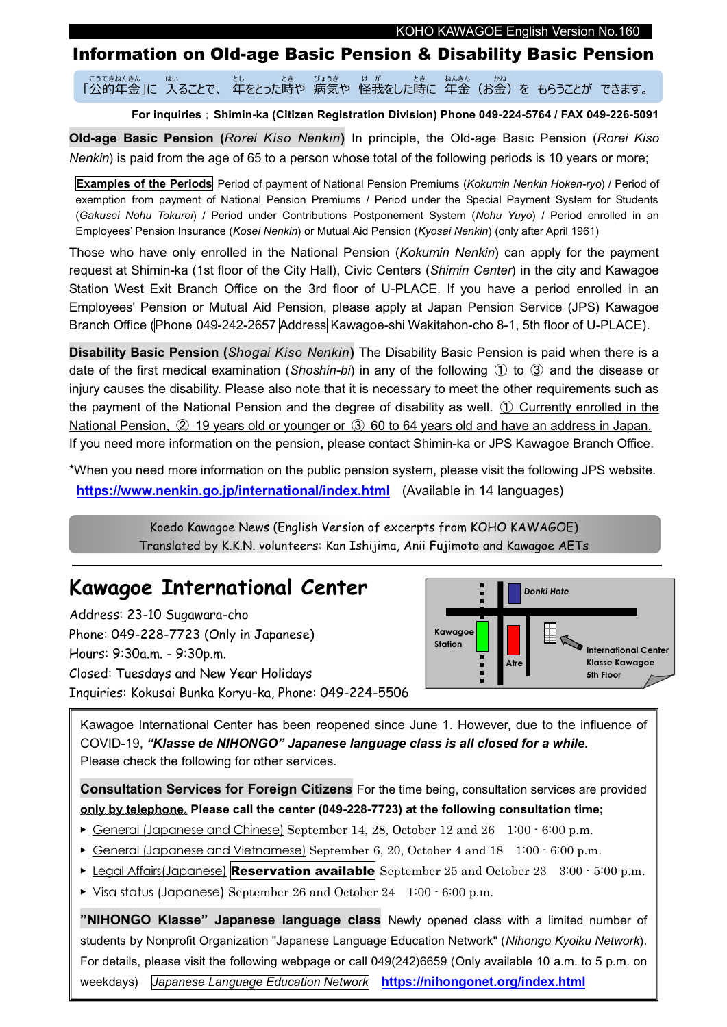# Information on Old-age Basic Pension & Disability Basic Pension

「公的年金」に 入ることで、 年をとった時や 病気や 怪我をした時に 年金（お金）を もらうことが できます。

**For inquiries；Shimin-ka (Citizen Registration Division) Phone 049-224-5764 / FAX 049-226-5091**

**Old-age Basic Pension (*Rorei Kiso Nenkin*)** In principle, the Old-age Basic Pension (*Rorei Kiso Nenkin*) is paid from the age of 65 to a person whose total of the following periods is 10 years or more;

**Examples of the Periods** Period of payment of National Pension Premiums (*Kokumin Nenkin Hoken-ryo*) / Period of exemption from payment of National Pension Premiums / Period under the Special Payment System for Students (*Gakusei Nohu Tokurei*) / Period under Contributions Postponement System (*Nohu Yuyo*) / Period enrolled in an Employees' Pension Insurance (*Kosei Nenkin*) or Mutual Aid Pension (*Kyosai Nenkin*) (only after April 1961)

Those who have only enrolled in the National Pension (*Kokumin Nenkin*) can apply for the payment request at Shimin-ka (1st floor of the City Hall), Civic Centers (*Shimin Center*) in the city and Kawagoe Station West Exit Branch Office on the 3rd floor of U-PLACE. If you have a period enrolled in an Employees' Pension or Mutual Aid Pension, please apply at Japan Pension Service (JPS) Kawagoe Branch Office (Phone 049-242-2657 Address Kawagoe-shi Wakitahon-cho 8-1, 5th floor of U-PLACE).

**Disability Basic Pension (*Shogai Kiso Nenkin*)** The Disability Basic Pension is paid when there is a date of the first medical examination (*Shoshin-bi*) in any of the following ① to ③ and the disease or injury causes the disability. Please also note that it is necessary to meet the other requirements such as the payment of the National Pension and the degree of disability as well. ① Currently enrolled in the National Pension, ② 19 years old or younger or ③ 60 to 64 years old and have an address in Japan. If you need more information on the pension, please contact Shimin-ka or JPS Kawagoe Branch Office.

*When you need more information on the public pension system, please visit the following JPS website.
**https://www.nenkin.go.jp/international/index.html** (Available in 14 languages)

Koedo Kawagoe News (English Version of excerpts from KOHO KAWAGOE)
Translated by K.K.N. volunteers: Kan Ishijima, Anii Fujimoto and Kawagoe AETs

## Kawagoe International Center

Address: 23-10 Sugawara-cho
Phone: 049-228-7723 (Only in Japanese)
Hours: 9:30a.m. - 9:30p.m.
Closed: Tuesdays and New Year Holidays
Inquiries: Kokusai Bunka Koryu-ka, Phone: 049-224-5506

Donki Hote
Kawagoe Station
Atre
International Center
Klasse Kawagoe
5th Floor

Kawagoe International Center has been reopened since June 1. However, due to the influence of COVID-19, ***"Klasse de NIHONGO" Japanese language class is all closed for a while.***
Please check the following for other services.

**Consultation Services for Foreign Citizens** For the time being, consultation services are provided **only by telephone. Please call the center (049-228-7723) at the following consultation time;**

- General (Japanese and Chinese) September 14, 28, October 12 and 26 1:00 - 6:00 p.m.
- General (Japanese and Vietnamese) September 6, 20, October 4 and 18 1:00 - 6:00 p.m.
- Legal Affairs(Japanese) **Reservation available** September 25 and October 23 3:00 - 5:00 p.m.
- Visa status (Japanese) September 26 and October 24 1:00 - 6:00 p.m.

**"NIHONGO Klasse" Japanese language class** Newly opened class with a limited number of students by Nonprofit Organization "Japanese Language Education Network" (*Nihongo Kyoiku Network*). For details, please visit the following webpage or call 049(242)6659 (Only available 10 a.m. to 5 p.m. on weekdays) *Japanese Language Education Network* **https://nihongonet.org/index.html**